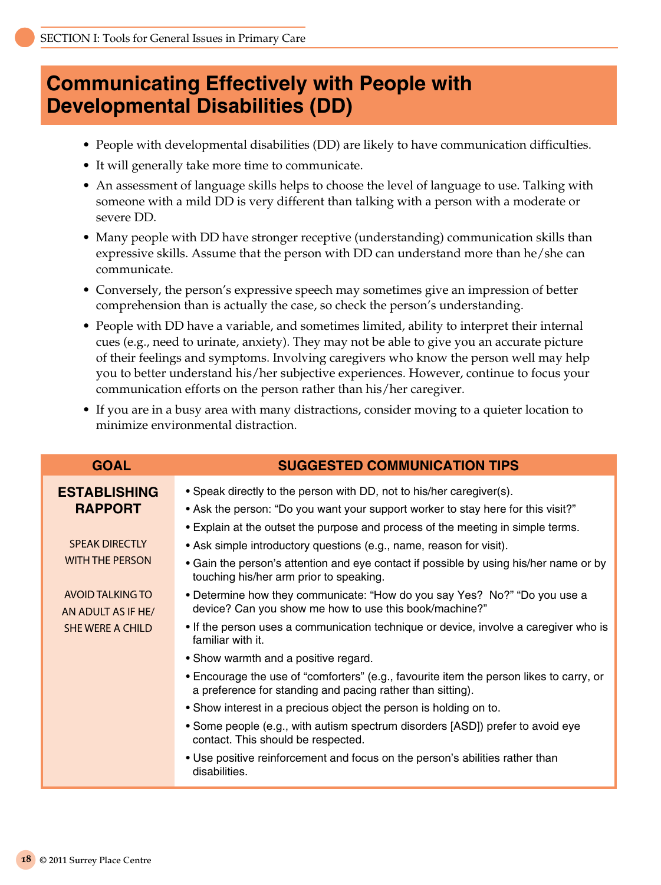# Communicating Effectively with People with Developmental Disabilities (DD)

- People with developmental disabilities (DD) are likely to have communication difficulties.
- It will generally take more time to communicate.
- An assessment of language skills helps to choose the level of language to use. Talking with someone with a mild DD is very different than talking with a person with a moderate or severe DD.
- Many people with DD have stronger receptive (understanding) communication skills than expressive skills. Assume that the person with DD can understand more than he/she can communicate.
- Conversely, the person's expressive speech may sometimes give an impression of better comprehension than is actually the case, so check the person's understanding.
- People with DD have a variable, and sometimes limited, ability to interpret their internal cues (e.g., need to urinate, anxiety). They may not be able to give you an accurate picture of their feelings and symptoms. Involving caregivers who know the person well may help you to better understand his/her subjective experiences. However, continue to focus your communication efforts on the person rather than his/her caregiver.
- If you are in a busy area with many distractions, consider moving to a quieter location to minimize environmental distraction.

| GOAL | SUGGESTED COMMUNICATION TIPS |
| --- | --- |
| **ESTABLISHING RAPPORT**<br><br>SPEAK DIRECTLY WITH THE PERSON<br><br>AVOID TALKING TO AN ADULT AS IF HE/SHE WERE A CHILD | • Speak directly to the person with DD, not to his/her caregiver(s).<br>• Ask the person: "Do you want your support worker to stay here for this visit?"<br>• Explain at the outset the purpose and process of the meeting in simple terms.<br>• Ask simple introductory questions (e.g., name, reason for visit).<br>• Gain the person's attention and eye contact if possible by using his/her name or by touching his/her arm prior to speaking.<br>• Determine how they communicate: "How do you say Yes? No?" "Do you use a device? Can you show me how to use this book/machine?"<br>• If the person uses a communication technique or device, involve a caregiver who is familiar with it.<br>• Show warmth and a positive regard.<br>• Encourage the use of "comforters" (e.g., favourite item the person likes to carry, or a preference for standing and pacing rather than sitting).<br>• Show interest in a precious object the person is holding on to.<br>• Some people (e.g., with autism spectrum disorders [ASD]) prefer to avoid eye contact. This should be respected.<br>• Use positive reinforcement and focus on the person's abilities rather than disabilities. |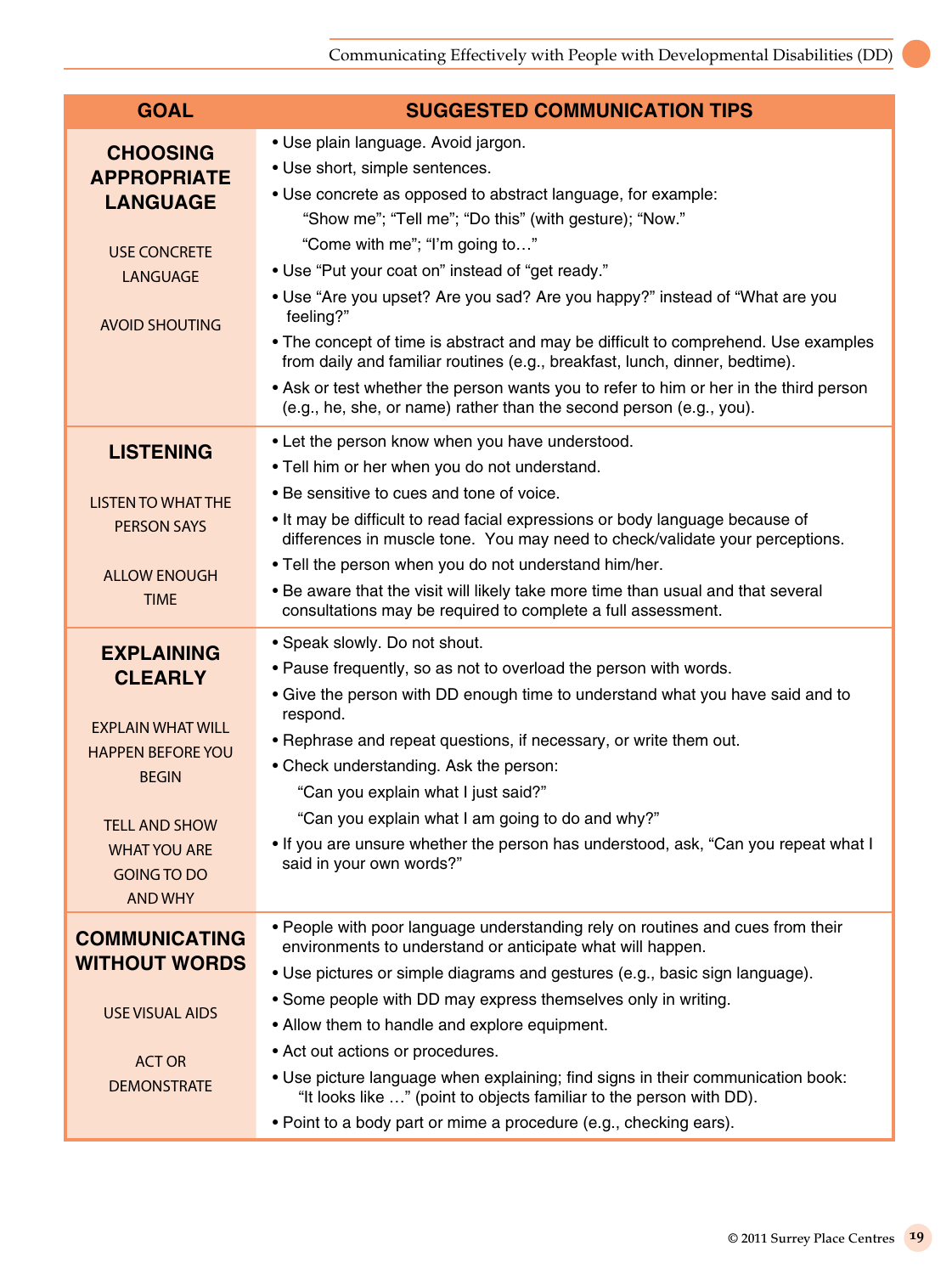| GOAL | SUGGESTED COMMUNICATION TIPS |
|---|---|
| **CHOOSING APPROPRIATE LANGUAGE**<br><br>USE CONCRETE LANGUAGE<br><br>AVOID SHOUTING | • Use plain language. Avoid jargon.<br>• Use short, simple sentences.<br>• Use concrete as opposed to abstract language, for example: "Show me"; "Tell me"; "Do this" (with gesture); "Now." "Come with me"; "I'm going to…"<br>• Use "Put your coat on" instead of "get ready."<br>• Use "Are you upset? Are you sad? Are you happy?" instead of "What are you feeling?"<br>• The concept of time is abstract and may be difficult to comprehend. Use examples from daily and familiar routines (e.g., breakfast, lunch, dinner, bedtime).<br>• Ask or test whether the person wants you to refer to him or her in the third person (e.g., he, she, or name) rather than the second person (e.g., you). |
| **LISTENING**<br><br>LISTEN TO WHAT THE PERSON SAYS<br><br>ALLOW ENOUGH TIME | • Let the person know when you have understood.<br>• Tell him or her when you do not understand.<br>• Be sensitive to cues and tone of voice.<br>• It may be difficult to read facial expressions or body language because of differences in muscle tone. You may need to check/validate your perceptions.<br>• Tell the person when you do not understand him/her.<br>• Be aware that the visit will likely take more time than usual and that several consultations may be required to complete a full assessment. |
| **EXPLAINING CLEARLY**<br><br>EXPLAIN WHAT WILL HAPPEN BEFORE YOU BEGIN<br><br>TELL AND SHOW WHAT YOU ARE GOING TO DO AND WHY | • Speak slowly. Do not shout.<br>• Pause frequently, so as not to overload the person with words.<br>• Give the person with DD enough time to understand what you have said and to respond.<br>• Rephrase and repeat questions, if necessary, or write them out.<br>• Check understanding. Ask the person: "Can you explain what I just said?" "Can you explain what I am going to do and why?"<br>• If you are unsure whether the person has understood, ask, "Can you repeat what I said in your own words?" |
| **COMMUNICATING WITHOUT WORDS**<br><br>USE VISUAL AIDS<br><br>ACT OR DEMONSTRATE | • People with poor language understanding rely on routines and cues from their environments to understand or anticipate what will happen.<br>• Use pictures or simple diagrams and gestures (e.g., basic sign language).<br>• Some people with DD may express themselves only in writing.<br>• Allow them to handle and explore equipment.<br>• Act out actions or procedures.<br>• Use picture language when explaining; find signs in their communication book: "It looks like …" (point to objects familiar to the person with DD).<br>• Point to a body part or mime a procedure (e.g., checking ears). |

© 2011 Surrey Place Centres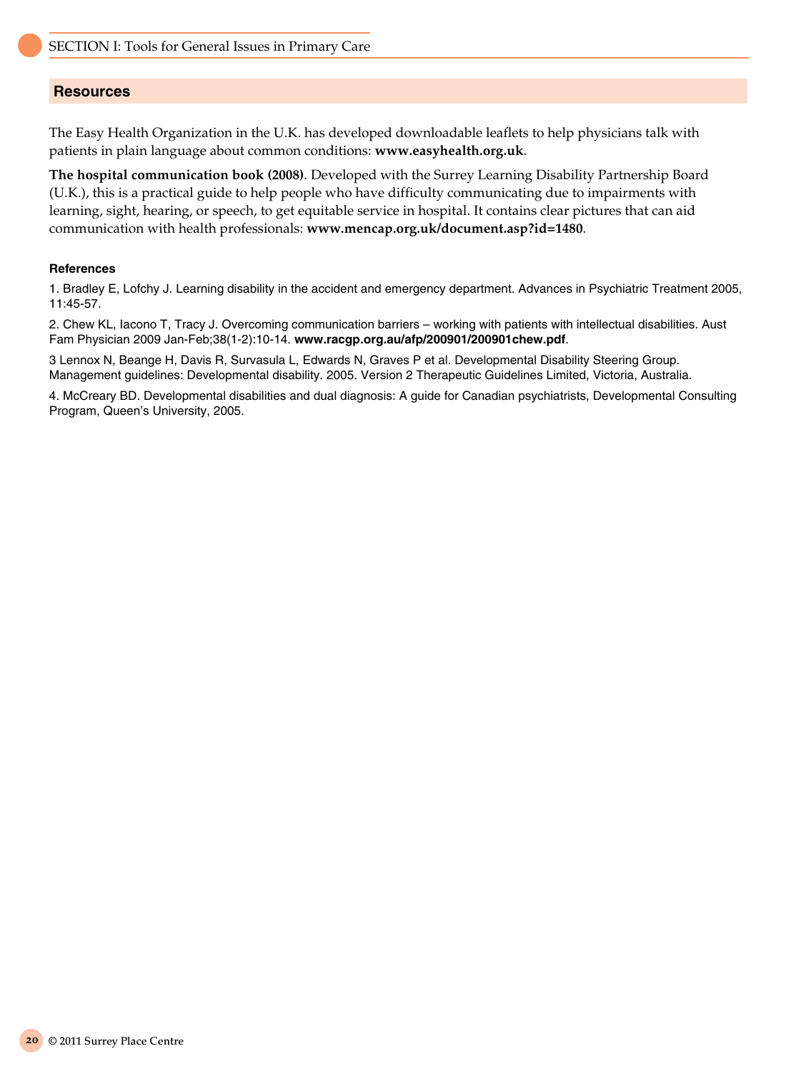## Resources

The Easy Health Organization in the U.K. has developed downloadable leaflets to help physicians talk with patients in plain language about common conditions: **www.easyhealth.org.uk**.

**The hospital communication book (2008)**. Developed with the Surrey Learning Disability Partnership Board (U.K.), this is a practical guide to help people who have difficulty communicating due to impairments with learning, sight, hearing, or speech, to get equitable service in hospital. It contains clear pictures that can aid communication with health professionals: **www.mencap.org.uk/document.asp?id=1480**.

### References

1. Bradley E, Lofchy J. Learning disability in the accident and emergency department. Advances in Psychiatric Treatment 2005, 11:45-57.

2. Chew KL, Iacono T, Tracy J. Overcoming communication barriers – working with patients with intellectual disabilities. Aust Fam Physician 2009 Jan-Feb;38(1-2):10-14. **www.racgp.org.au/afp/200901/200901chew.pdf**.

3 Lennox N, Beange H, Davis R, Survasula L, Edwards N, Graves P et al. Developmental Disability Steering Group. Management guidelines: Developmental disability. 2005. Version 2 Therapeutic Guidelines Limited, Victoria, Australia.

4. McCreary BD. Developmental disabilities and dual diagnosis: A guide for Canadian psychiatrists, Developmental Consulting Program, Queen's University, 2005.